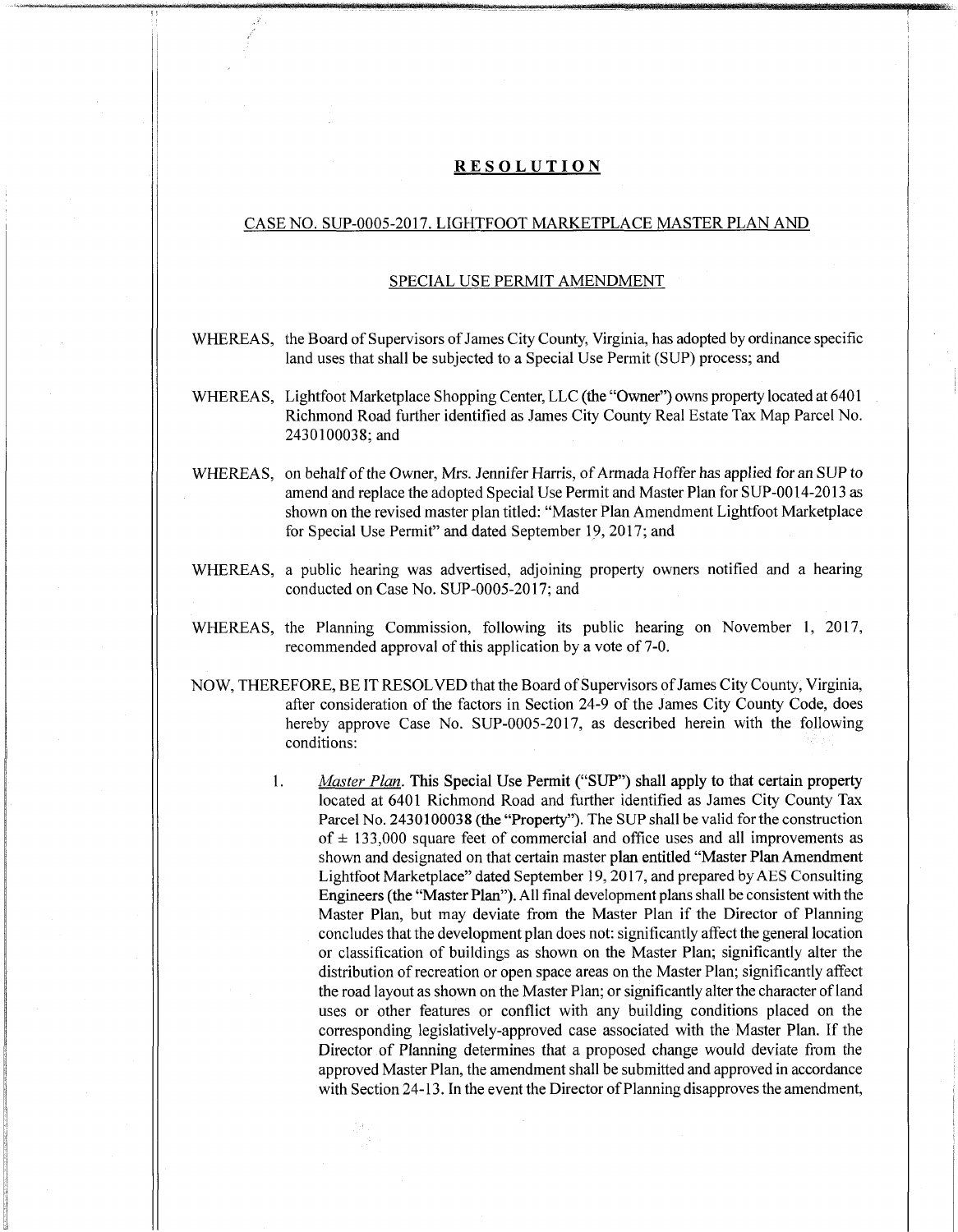# RESOLUTION

## CASE NO. SUP-0005-2017. LIGHTFOOT MARKETPLACE MASTER PLAN AND

## SPECIAL USE PERMIT AMENDMENT

WHEREAS, the Board of Supervisors of James City County, Virginia, has adopted by ordinance specific land uses that shall be subjected to a Special Use Permit (SUP) process; and

WHEREAS, Lightfoot Marketplace Shopping Center, LLC (the "Owner") owns property located at 6401 Richmond Road further identified as James City County Real Estate Tax Map Parcel No. 2430100038; and

WHEREAS, on behalf of the Owner, Mrs. Jennifer Harris, of Armada Hoffer has applied for an SUP to amend and replace the adopted Special Use Permit and Master Plan for SUP-0014-2013 as shown on the revised master plan titled: "Master Plan Amendment Lightfoot Marketplace for Special Use Permit" and dated September 19, 2017; and

WHEREAS, a public hearing was advertised, adjoining property owners notified and a hearing conducted on Case No. SUP-0005-2017; and

WHEREAS, the Planning Commission, following its public hearing on November 1, 2017, recommended approval of this application by a vote of 7-0.

NOW, THEREFORE, BE IT RESOLVED that the Board of Supervisors of James City County, Virginia, after consideration of the factors in Section 24-9 of the James City County Code, does hereby approve Case No. SUP-0005-2017, as described herein with the following conditions:

1. *Master Plan*. This Special Use Permit ("SUP") shall apply to that certain property located at 6401 Richmond Road and further identified as James City County Tax Parcel No. 2430100038 (the "Property"). The SUP shall be valid for the construction of ± 133,000 square feet of commercial and office uses and all improvements as shown and designated on that certain master plan entitled "Master Plan Amendment Lightfoot Marketplace" dated September 19, 2017, and prepared by AES Consulting Engineers (the "Master Plan"). All final development plans shall be consistent with the Master Plan, but may deviate from the Master Plan if the Director of Planning concludes that the development plan does not: significantly affect the general location or classification of buildings as shown on the Master Plan; significantly alter the distribution of recreation or open space areas on the Master Plan; significantly affect the road layout as shown on the Master Plan; or significantly alter the character of land uses or other features or conflict with any building conditions placed on the corresponding legislatively-approved case associated with the Master Plan. If the Director of Planning determines that a proposed change would deviate from the approved Master Plan, the amendment shall be submitted and approved in accordance with Section 24-13. In the event the Director of Planning disapproves the amendment,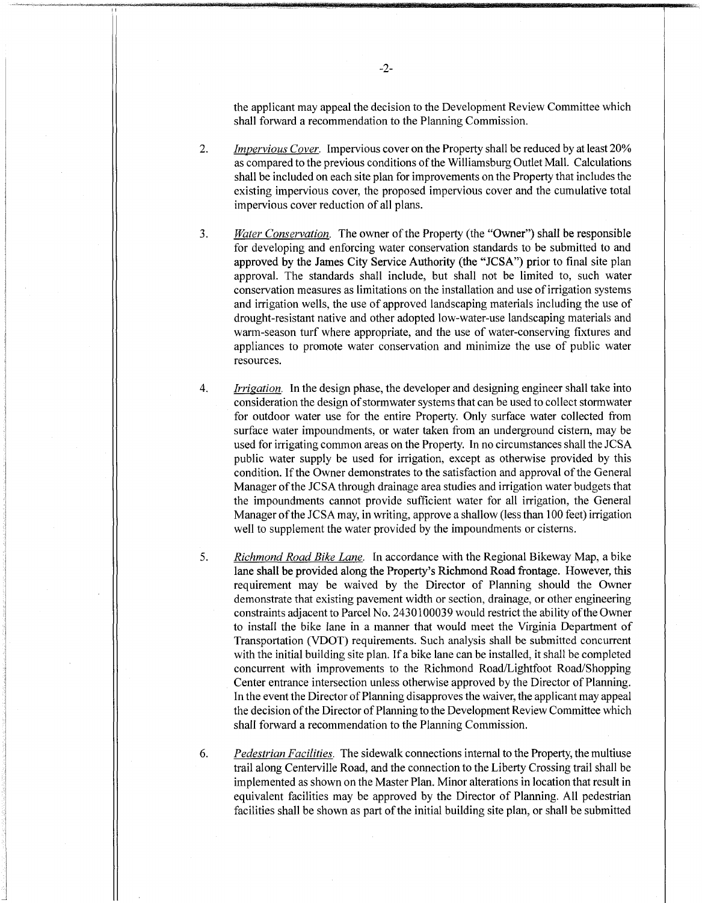the applicant may appeal the decision to the Development Review Committee which shall forward a recommendation to the Planning Commission.

2. *Impervious Cover.* Impervious cover on the Property shall be reduced by at least 20% as compared to the previous conditions of the Williamsburg Outlet Mall. Calculations shall be included on each site plan for improvements on the Property that includes the existing impervious cover, the proposed impervious cover and the cumulative total impervious cover reduction of all plans.

3. *Water Conservation.* The owner of the Property (the "Owner") shall be responsible for developing and enforcing water conservation standards to be submitted to and approved by the James City Service Authority (the "JCSA") prior to final site plan approval. The standards shall include, but shall not be limited to, such water conservation measures as limitations on the installation and use of irrigation systems and irrigation wells, the use of approved landscaping materials including the use of drought-resistant native and other adopted low-water-use landscaping materials and warm-season turf where appropriate, and the use of water-conserving fixtures and appliances to promote water conservation and minimize the use of public water resources.

4. *Irrigation.* In the design phase, the developer and designing engineer shall take into consideration the design of stormwater systems that can be used to collect stormwater for outdoor water use for the entire Property. Only surface water collected from surface water impoundments, or water taken from an underground cistern, may be used for irrigating common areas on the Property. In no circumstances shall the JCSA public water supply be used for irrigation, except as otherwise provided by this condition. If the Owner demonstrates to the satisfaction and approval of the General Manager of the JCSA through drainage area studies and irrigation water budgets that the impoundments cannot provide sufficient water for all irrigation, the General Manager of the JCSA may, in writing, approve a shallow (less than 100 feet) irrigation well to supplement the water provided by the impoundments or cisterns.

5. *Richmond Road Bike Lane.* In accordance with the Regional Bikeway Map, a bike lane shall be provided along the Property's Richmond Road frontage. However, this requirement may be waived by the Director of Planning should the Owner demonstrate that existing pavement width or section, drainage, or other engineering constraints adjacent to Parcel No. 2430100039 would restrict the ability of the Owner to install the bike lane in a manner that would meet the Virginia Department of Transportation (VDOT) requirements. Such analysis shall be submitted concurrent with the initial building site plan. If a bike lane can be installed, it shall be completed concurrent with improvements to the Richmond Road/Lightfoot Road/Shopping Center entrance intersection unless otherwise approved by the Director of Planning. In the event the Director of Planning disapproves the waiver, the applicant may appeal the decision of the Director of Planning to the Development Review Committee which shall forward a recommendation to the Planning Commission.

6. *Pedestrian Facilities.* The sidewalk connections internal to the Property, the multiuse trail along Centerville Road, and the connection to the Liberty Crossing trail shall be implemented as shown on the Master Plan. Minor alterations in location that result in equivalent facilities may be approved by the Director of Planning. All pedestrian facilities shall be shown as part of the initial building site plan, or shall be submitted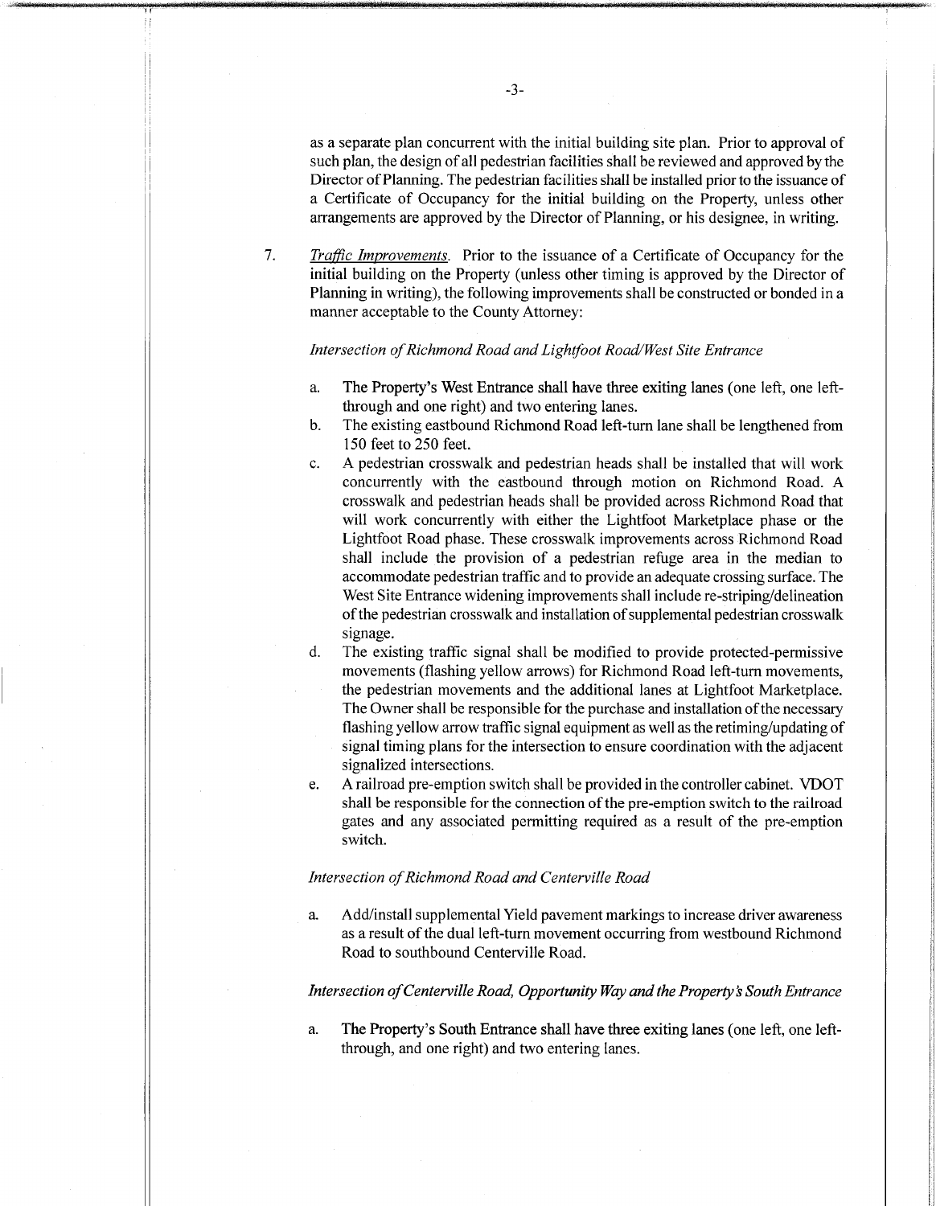as a separate plan concurrent with the initial building site plan. Prior to approval of such plan, the design of all pedestrian facilities shall be reviewed and approved by the Director of Planning. The pedestrian facilities shall be installed prior to the issuance of a Certificate of Occupancy for the initial building on the Property, unless other arrangements are approved by the Director of Planning, or his designee, in writing.

7. *Traffic Improvements.* Prior to the issuance of a Certificate of Occupancy for the initial building on the Property (unless other timing is approved by the Director of Planning in writing), the following improvements shall be constructed or bonded in a manner acceptable to the County Attorney:

   *Intersection of Richmond Road and Lightfoot Road/West Site Entrance*

   a. The Property's West Entrance shall have three exiting lanes (one left, one left-through and one right) and two entering lanes.
   b. The existing eastbound Richmond Road left-turn lane shall be lengthened from 150 feet to 250 feet.
   c. A pedestrian crosswalk and pedestrian heads shall be installed that will work concurrently with the eastbound through motion on Richmond Road. A crosswalk and pedestrian heads shall be provided across Richmond Road that will work concurrently with either the Lightfoot Marketplace phase or the Lightfoot Road phase. These crosswalk improvements across Richmond Road shall include the provision of a pedestrian refuge area in the median to accommodate pedestrian traffic and to provide an adequate crossing surface. The West Site Entrance widening improvements shall include re-striping/delineation of the pedestrian crosswalk and installation of supplemental pedestrian crosswalk signage.
   d. The existing traffic signal shall be modified to provide protected-permissive movements (flashing yellow arrows) for Richmond Road left-turn movements, the pedestrian movements and the additional lanes at Lightfoot Marketplace. The Owner shall be responsible for the purchase and installation of the necessary flashing yellow arrow traffic signal equipment as well as the retiming/updating of signal timing plans for the intersection to ensure coordination with the adjacent signalized intersections.
   e. A railroad pre-emption switch shall be provided in the controller cabinet. VDOT shall be responsible for the connection of the pre-emption switch to the railroad gates and any associated permitting required as a result of the pre-emption switch.

   *Intersection of Richmond Road and Centerville Road*

   a. Add/install supplemental Yield pavement markings to increase driver awareness as a result of the dual left-turn movement occurring from westbound Richmond Road to southbound Centerville Road.

   *Intersection of Centerville Road, Opportunity Way and the Property's South Entrance*

   a. The Property's South Entrance shall have three exiting lanes (one left, one left-through, and one right) and two entering lanes.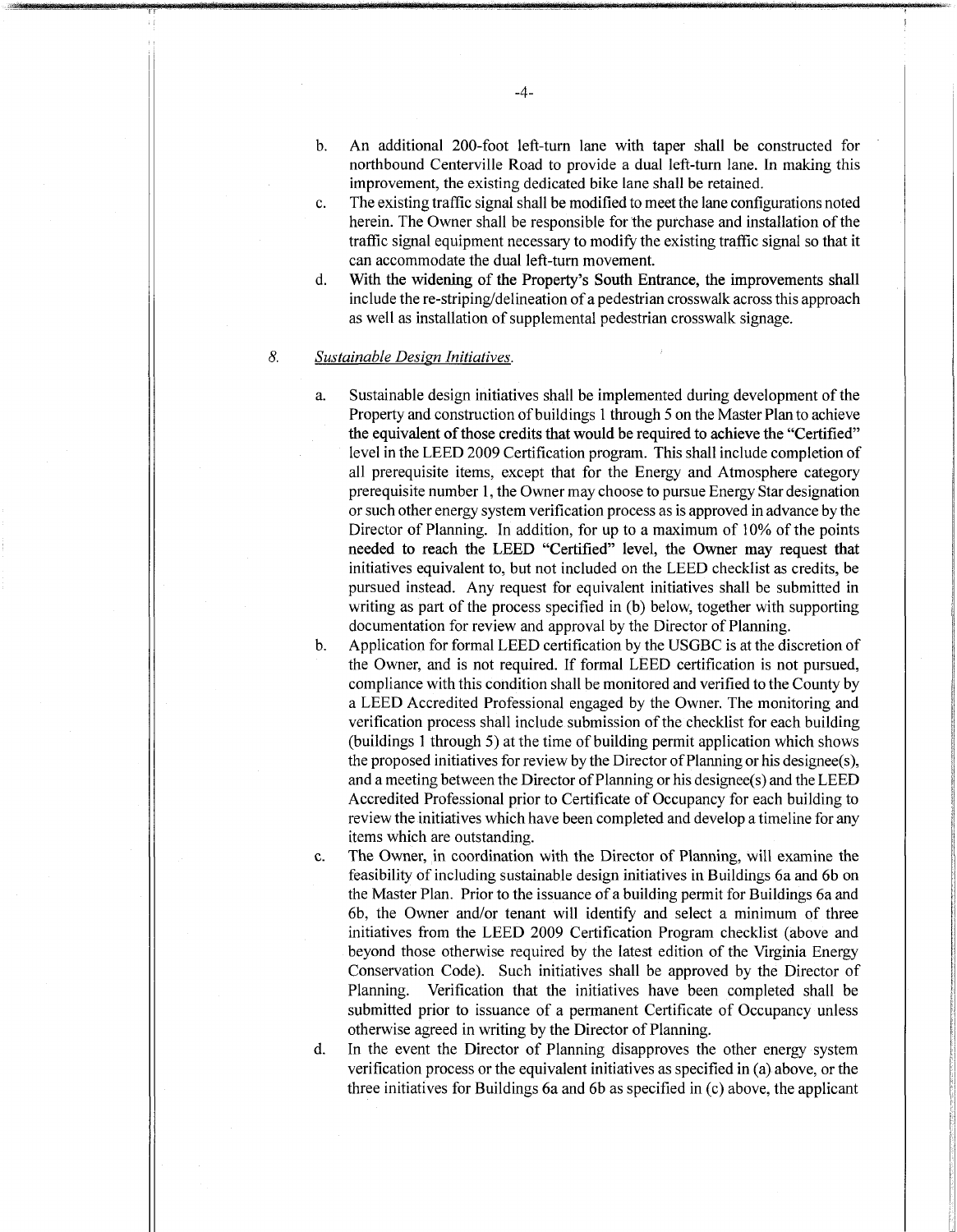b. An additional 200-foot left-turn lane with taper shall be constructed for northbound Centerville Road to provide a dual left-turn lane. In making this improvement, the existing dedicated bike lane shall be retained.

c. The existing traffic signal shall be modified to meet the lane configurations noted herein. The Owner shall be responsible for the purchase and installation of the traffic signal equipment necessary to modify the existing traffic signal so that it can accommodate the dual left-turn movement.

d. With the widening of the Property's South Entrance, the improvements shall include the re-striping/delineation of a pedestrian crosswalk across this approach as well as installation of supplemental pedestrian crosswalk signage.

8. *Sustainable Design Initiatives.*

a. Sustainable design initiatives shall be implemented during development of the Property and construction of buildings 1 through 5 on the Master Plan to achieve the equivalent of those credits that would be required to achieve the "Certified" level in the LEED 2009 Certification program. This shall include completion of all prerequisite items, except that for the Energy and Atmosphere category prerequisite number 1, the Owner may choose to pursue Energy Star designation or such other energy system verification process as is approved in advance by the Director of Planning. In addition, for up to a maximum of 10% of the points needed to reach the LEED "Certified" level, the Owner may request that initiatives equivalent to, but not included on the LEED checklist as credits, be pursued instead. Any request for equivalent initiatives shall be submitted in writing as part of the process specified in (b) below, together with supporting documentation for review and approval by the Director of Planning.

b. Application for formal LEED certification by the USGBC is at the discretion of the Owner, and is not required. If formal LEED certification is not pursued, compliance with this condition shall be monitored and verified to the County by a LEED Accredited Professional engaged by the Owner. The monitoring and verification process shall include submission of the checklist for each building (buildings 1 through 5) at the time of building permit application which shows the proposed initiatives for review by the Director of Planning or his designee(s), and a meeting between the Director of Planning or his designee(s) and the LEED Accredited Professional prior to Certificate of Occupancy for each building to review the initiatives which have been completed and develop a timeline for any items which are outstanding.

c. The Owner, in coordination with the Director of Planning, will examine the feasibility of including sustainable design initiatives in Buildings 6a and 6b on the Master Plan. Prior to the issuance of a building permit for Buildings 6a and 6b, the Owner and/or tenant will identify and select a minimum of three initiatives from the LEED 2009 Certification Program checklist (above and beyond those otherwise required by the latest edition of the Virginia Energy Conservation Code). Such initiatives shall be approved by the Director of Planning. Verification that the initiatives have been completed shall be submitted prior to issuance of a permanent Certificate of Occupancy unless otherwise agreed in writing by the Director of Planning.

d. In the event the Director of Planning disapproves the other energy system verification process or the equivalent initiatives as specified in (a) above, or the three initiatives for Buildings 6a and 6b as specified in (c) above, the applicant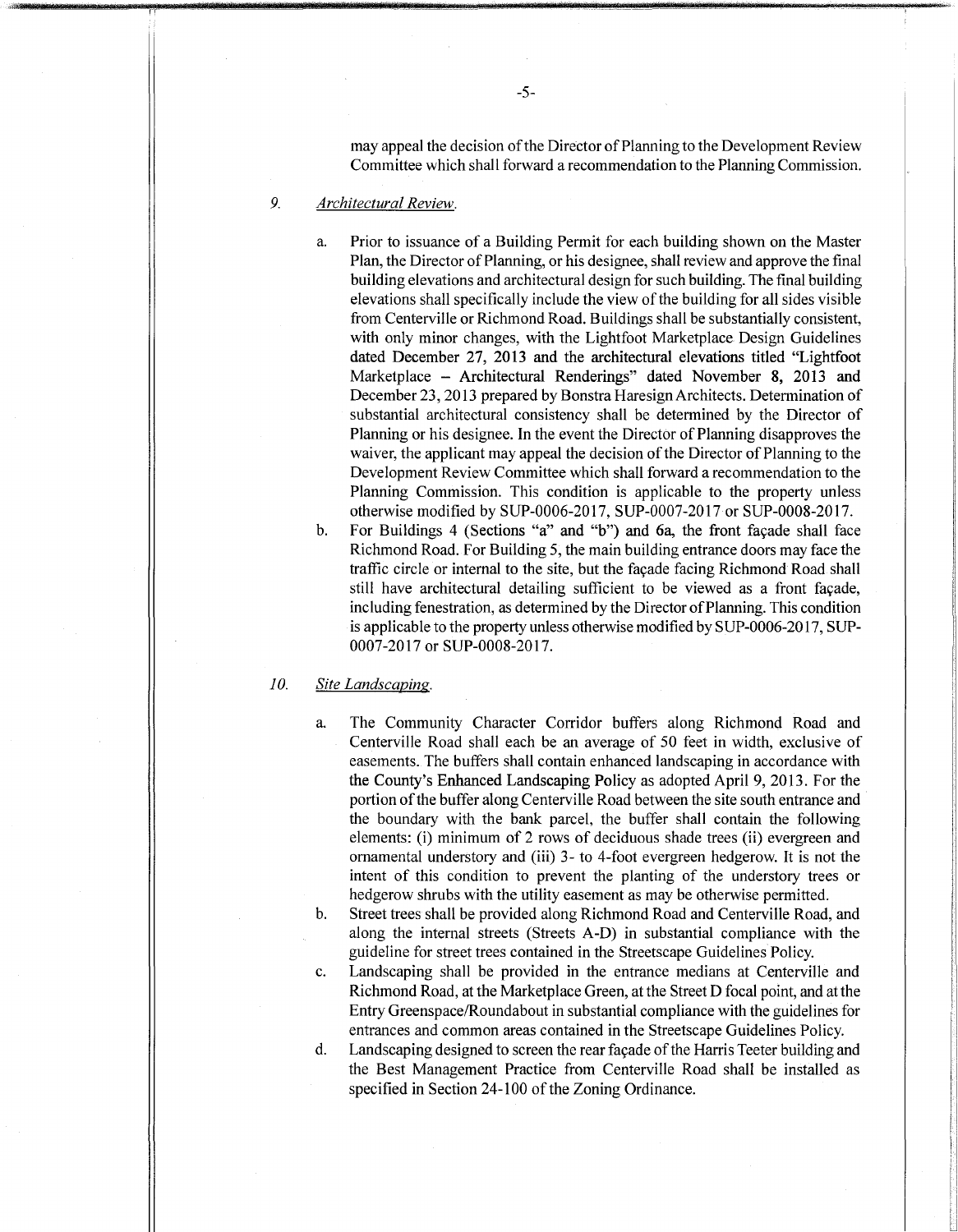may appeal the decision of the Director of Planning to the Development Review Committee which shall forward a recommendation to the Planning Commission.

9. *Architectural Review.*

   a. Prior to issuance of a Building Permit for each building shown on the Master Plan, the Director of Planning, or his designee, shall review and approve the final building elevations and architectural design for such building. The final building elevations shall specifically include the view of the building for all sides visible from Centerville or Richmond Road. Buildings shall be substantially consistent, with only minor changes, with the Lightfoot Marketplace Design Guidelines dated December 27, 2013 and the architectural elevations titled "Lightfoot Marketplace – Architectural Renderings" dated November 8, 2013 and December 23, 2013 prepared by Bonstra Haresign Architects. Determination of substantial architectural consistency shall be determined by the Director of Planning or his designee. In the event the Director of Planning disapproves the waiver, the applicant may appeal the decision of the Director of Planning to the Development Review Committee which shall forward a recommendation to the Planning Commission. This condition is applicable to the property unless otherwise modified by SUP-0006-2017, SUP-0007-2017 or SUP-0008-2017.

   b. For Buildings 4 (Sections "a" and "b") and 6a, the front façade shall face Richmond Road. For Building 5, the main building entrance doors may face the traffic circle or internal to the site, but the façade facing Richmond Road shall still have architectural detailing sufficient to be viewed as a front façade, including fenestration, as determined by the Director of Planning. This condition is applicable to the property unless otherwise modified by SUP-0006-2017, SUP-0007-2017 or SUP-0008-2017.

10. *Site Landscaping.*

    a. The Community Character Corridor buffers along Richmond Road and Centerville Road shall each be an average of 50 feet in width, exclusive of easements. The buffers shall contain enhanced landscaping in accordance with the County's Enhanced Landscaping Policy as adopted April 9, 2013. For the portion of the buffer along Centerville Road between the site south entrance and the boundary with the bank parcel, the buffer shall contain the following elements: (i) minimum of 2 rows of deciduous shade trees (ii) evergreen and ornamental understory and (iii) 3- to 4-foot evergreen hedgerow. It is not the intent of this condition to prevent the planting of the understory trees or hedgerow shrubs with the utility easement as may be otherwise permitted.

    b. Street trees shall be provided along Richmond Road and Centerville Road, and along the internal streets (Streets A-D) in substantial compliance with the guideline for street trees contained in the Streetscape Guidelines Policy.

    c. Landscaping shall be provided in the entrance medians at Centerville and Richmond Road, at the Marketplace Green, at the Street D focal point, and at the Entry Greenspace/Roundabout in substantial compliance with the guidelines for entrances and common areas contained in the Streetscape Guidelines Policy.

    d. Landscaping designed to screen the rear façade of the Harris Teeter building and the Best Management Practice from Centerville Road shall be installed as specified in Section 24-100 of the Zoning Ordinance.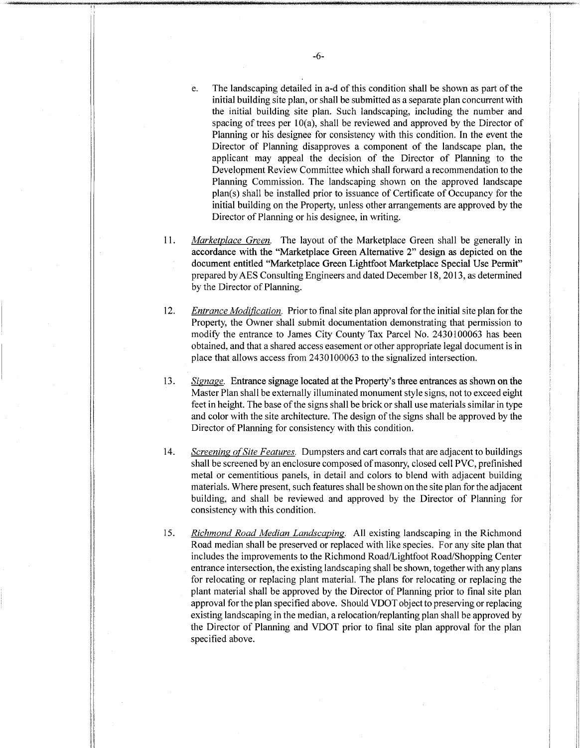e. The landscaping detailed in a-d of this condition shall be shown as part of the initial building site plan, or shall be submitted as a separate plan concurrent with the initial building site plan. Such landscaping, including the number and spacing of trees per 10(a), shall be reviewed and approved by the Director of Planning or his designee for consistency with this condition. In the event the Director of Planning disapproves a component of the landscape plan, the applicant may appeal the decision of the Director of Planning to the Development Review Committee which shall forward a recommendation to the Planning Commission. The landscaping shown on the approved landscape plan(s) shall be installed prior to issuance of Certificate of Occupancy for the initial building on the Property, unless other arrangements are approved by the Director of Planning or his designee, in writing.

11. *Marketplace Green.* The layout of the Marketplace Green shall be generally in accordance with the "Marketplace Green Alternative 2" design as depicted on the document entitled "Marketplace Green Lightfoot Marketplace Special Use Permit" prepared by AES Consulting Engineers and dated December 18, 2013, as determined by the Director of Planning.

12. *Entrance Modification.* Prior to final site plan approval for the initial site plan for the Property, the Owner shall submit documentation demonstrating that permission to modify the entrance to James City County Tax Parcel No. 2430100063 has been obtained, and that a shared access easement or other appropriate legal document is in place that allows access from 2430100063 to the signalized intersection.

13. *Signage.* Entrance signage located at the Property's three entrances as shown on the Master Plan shall be externally illuminated monument style signs, not to exceed eight feet in height. The base of the signs shall be brick or shall use materials similar in type and color with the site architecture. The design of the signs shall be approved by the Director of Planning for consistency with this condition.

14. *Screening of Site Features.* Dumpsters and cart corrals that are adjacent to buildings shall be screened by an enclosure composed of masonry, closed cell PVC, prefinished metal or cementitious panels, in detail and colors to blend with adjacent building materials. Where present, such features shall be shown on the site plan for the adjacent building, and shall be reviewed and approved by the Director of Planning for consistency with this condition.

15. *Richmond Road Median Landscaping.* All existing landscaping in the Richmond Road median shall be preserved or replaced with like species. For any site plan that includes the improvements to the Richmond Road/Lightfoot Road/Shopping Center entrance intersection, the existing landscaping shall be shown, together with any plans for relocating or replacing plant material. The plans for relocating or replacing the plant material shall be approved by the Director of Planning prior to final site plan approval for the plan specified above. Should VDOT object to preserving or replacing existing landscaping in the median, a relocation/replanting plan shall be approved by the Director of Planning and VDOT prior to final site plan approval for the plan specified above.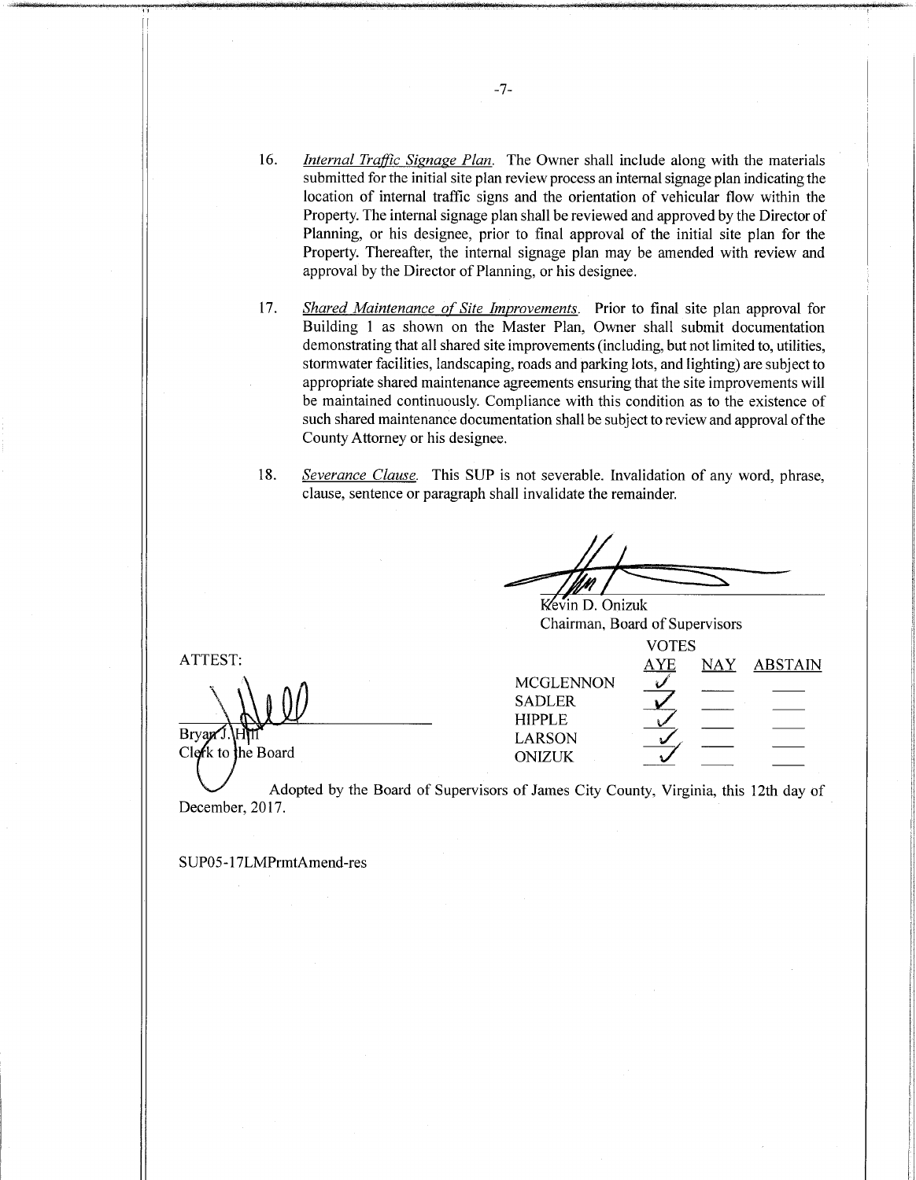16. *Internal Traffic Signage Plan.* The Owner shall include along with the materials submitted for the initial site plan review process an internal signage plan indicating the location of internal traffic signs and the orientation of vehicular flow within the Property. The internal signage plan shall be reviewed and approved by the Director of Planning, or his designee, prior to final approval of the initial site plan for the Property. Thereafter, the internal signage plan may be amended with review and approval by the Director of Planning, or his designee.

17. *Shared Maintenance of Site Improvements.* Prior to final site plan approval for Building 1 as shown on the Master Plan, Owner shall submit documentation demonstrating that all shared site improvements (including, but not limited to, utilities, stormwater facilities, landscaping, roads and parking lots, and lighting) are subject to appropriate shared maintenance agreements ensuring that the site improvements will be maintained continuously. Compliance with this condition as to the existence of such shared maintenance documentation shall be subject to review and approval of the County Attorney or his designee.

18. *Severance Clause.* This SUP is not severable. Invalidation of any word, phrase, clause, sentence or paragraph shall invalidate the remainder.

Kevin D. Onizuk
Chairman, Board of Supervisors

ATTEST:

Bryan J. Hill
Clerk to the Board

| | VOTES | | |
|---|---|---|---|
| | AYE | NAY | ABSTAIN |
| MCGLENNON | ✓ | | |
| SADLER | ✓ | | |
| HIPPLE | ✓ | | |
| LARSON | ✓ | | |
| ONIZUK | ✓ | | |

Adopted by the Board of Supervisors of James City County, Virginia, this 12th day of December, 2017.

SUP05-17LMPrmtAmend-res